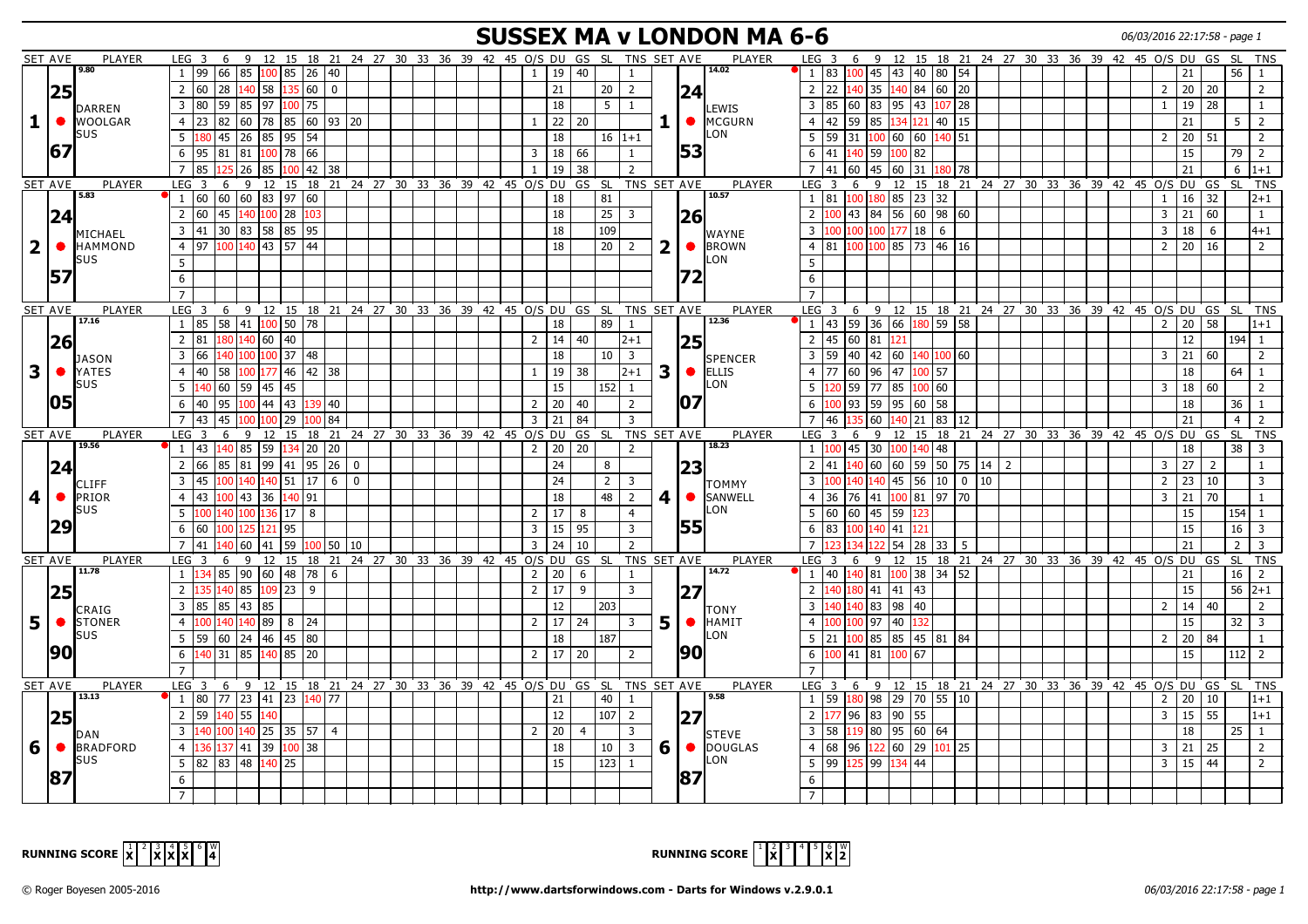# SUSSEX MA v LONDON MA 6-6

06/03/2016 22:17:58 - page 1

| SET AVE | PLAYER | LEG | 3 | 6 | 9 | 12 | 15 | 18 | 21 | 24 | O/S | DU | GS | SL | TNS | SET AVE | PLAYER | LEG | 3 | 6 | 9 | 12 | 15 | 18 | 21 | 24 | 27 | O/S | DU | GS | SL | TNS |
|---|---|---|---|---|---|---|---|---|---|---|---|---|---|---|---|---|---|---|---|---|---|---|---|---|---|---|---|---|---|---|---|---|
| 1 | DARREN WOOLGAR SUS 9.80 25.67 | 1 | 99 | 66 | 85 | 100 | 85 | 26 | 40 | | 1 | 19 | 40 | | 1 | 1 | LEWIS MCGURN LON 14.02 24.53 | 1 | 83 | 100 | 45 | 43 | 40 | 80 | 54 | | | | 21 | | 56 | 1 |
| | | 2 | 60 | 28 | 140 | 58 | 135 | 60 | 0 | | | 21 | | 20 | 2 | | | 2 | 22 | 140 | 35 | 140 | 84 | 60 | 20 | | | 2 | 20 | 20 | | 2 |
| | | 3 | 80 | 59 | 85 | 97 | 100 | 75 | | | | 18 | | 5 | 1 | | | 3 | 85 | 60 | 83 | 95 | 43 | 107 | 28 | | | 1 | 19 | 28 | | 1 |
| | | 4 | 23 | 82 | 60 | 78 | 85 | 60 | 93 | 20 | 1 | 22 | 20 | | | | | 4 | 42 | 59 | 85 | 134 | 121 | 40 | 15 | | | | 21 | | 5 | 2 |
| | | 5 | 180 | 45 | 26 | 85 | 95 | 54 | | | | 18 | | 16 | 1+1 | | | 5 | 59 | 31 | 100 | 60 | 60 | 140 | 51 | | | 2 | 20 | 51 | | 2 |
| | | 6 | 95 | 81 | 81 | 100 | 78 | 66 | | | 3 | 18 | 66 | | 1 | | | 6 | 41 | 140 | 59 | 100 | 82 | | | | | | 15 | | 79 | 2 |
| | | 7 | 85 | 125 | 26 | 85 | 100 | 42 | 38 | | 1 | 19 | 38 | | 2 | | | 7 | 41 | 60 | 45 | 60 | 31 | 180 | 78 | | | | 21 | | 6 | 1+1 |
| 2 | MICHAEL HAMMOND SUS 5.83 24.57 | 1 | 60 | 60 | 60 | 83 | 97 | 60 | | | | 18 | | 81 | | 2 | WAYNE BROWN LON 10.57 26.72 | 1 | 81 | 100 | 180 | 85 | 23 | 32 | | | | 1 | 16 | 32 | | 2+1 |
| | | 2 | 60 | 45 | 140 | 100 | 28 | 103 | | | | 18 | | 25 | 3 | | | 2 | 100 | 43 | 84 | 56 | 60 | 98 | 60 | | | 3 | 21 | 60 | | 1 |
| | | 3 | 41 | 30 | 83 | 58 | 85 | 95 | | | | 18 | | 109 | | | | 3 | 100 | 100 | 100 | 177 | 18 | 6 | | | | 3 | 18 | 6 | | 4+1 |
| | | 4 | 97 | 100 | 140 | 43 | 57 | 44 | | | | 18 | | 20 | 2 | | | 4 | 81 | 100 | 100 | 85 | 73 | 46 | 16 | | | 2 | 20 | 16 | | 2 |
| 3 | JASON YATES SUS 17.16 26.05 | 1 | 85 | 58 | 41 | 100 | 50 | 78 | | | | 18 | | 89 | 1 | 3 | SPENCER ELLIS LON 12.36 25.07 | 1 | 43 | 59 | 36 | 66 | 180 | 59 | 58 | | | 2 | 20 | 58 | | 1+1 |
| | | 2 | 81 | 180 | 140 | 60 | 40 | | | | 2 | 14 | 40 | | 2+1 | | | 2 | 45 | 60 | 81 | 121 | | | | | | | 12 | | 194 | 1 |
| | | 3 | 66 | 140 | 100 | 100 | 37 | 48 | | | | 18 | | 10 | 3 | | | 3 | 59 | 40 | 42 | 60 | 140 | 100 | 60 | | | 3 | 21 | 60 | | 2 |
| | | 4 | 40 | 58 | 100 | 177 | 46 | 42 | 38 | | 1 | 19 | 38 | | 2+1 | | | 4 | 77 | 60 | 96 | 47 | 100 | 57 | | | | | 18 | | 64 | 1 |
| | | 5 | 140 | 60 | 59 | 45 | 45 | | | | | 15 | | 152 | 1 | | | 5 | 120 | 59 | 77 | 85 | 100 | 60 | | | | 3 | 18 | 60 | | 2 |
| | | 6 | 40 | 95 | 100 | 44 | 43 | 139 | 40 | | 2 | 20 | 40 | | 2 | | | 6 | 100 | 93 | 59 | 95 | 60 | 58 | | | | | 18 | | 36 | 1 |
| | | 7 | 43 | 45 | 100 | 100 | 29 | 100 | 84 | | 3 | 21 | 84 | | 3 | | | 7 | 46 | 135 | 60 | 140 | 21 | 83 | 12 | | | | 21 | | 4 | 2 |
| 4 | CLIFF PRIOR SUS 19.56 24.29 | 1 | 43 | 140 | 85 | 59 | 134 | 20 | 20 | | 2 | 20 | 20 | | 2 | 4 | TOMMY SANWELL LON 18.23 23.55 | 1 | 100 | 45 | 30 | 100 | 140 | 48 | | | | | 18 | | 38 | 3 |
| | | 2 | 66 | 85 | 81 | 99 | 41 | 95 | 26 | 0 | | 24 | | 8 | | | | 2 | 41 | 140 | 60 | 60 | 59 | 50 | 75 | 14 | 2 | 3 | 27 | 2 | | 1 |
| | | 3 | 45 | 100 | 140 | 140 | 51 | 17 | 6 | 0 | | 24 | | 2 | 3 | | | 3 | 100 | 140 | 140 | 45 | 56 | 10 | 0 | 10 | | 2 | 23 | 10 | | 3 |
| | | 4 | 43 | 100 | 43 | 36 | 140 | 91 | | | | 18 | | 48 | 2 | | | 4 | 36 | 76 | 41 | 100 | 81 | 97 | 70 | | | 3 | 21 | 70 | | 1 |
| | | 5 | 100 | 140 | 100 | 136 | 17 | 8 | | | 2 | 17 | 8 | | 4 | | | 5 | 60 | 60 | 45 | 59 | 123 | | | | | | 15 | | 154 | 1 |
| | | 6 | 60 | 100 | 125 | 121 | 95 | | | | 3 | 15 | 95 | | 3 | | | 6 | 83 | 100 | 140 | 41 | 121 | | | | | | 15 | | 16 | 3 |
| | | 7 | 41 | 140 | 60 | 41 | 59 | 100 | 50 | 10 | 3 | 24 | 10 | | 2 | | | 7 | 123 | 134 | 122 | 54 | 28 | 33 | 5 | | | | 21 | | 2 | 3 |
| 5 | CRAIG STONER SUS 11.78 25.90 | 1 | 134 | 85 | 90 | 60 | 48 | 78 | 6 | | 2 | 20 | 6 | | 1 | 5 | TONY HAMIT LON 14.72 27.90 | 1 | 40 | 140 | 81 | 100 | 38 | 34 | 52 | | | | 21 | | 16 | 2 |
| | | 2 | 135 | 140 | 85 | 109 | 23 | 9 | | | 2 | 17 | 9 | | 3 | | | 2 | 140 | 180 | 41 | 41 | 43 | | | | | | 15 | | 56 | 2+1 |
| | | 3 | 85 | 85 | 43 | 85 | | | | | | 12 | | 203 | | | | 3 | 140 | 140 | 83 | 98 | 40 | | | | | 2 | 14 | 40 | | 2 |
| | | 4 | 100 | 140 | 140 | 89 | 8 | 24 | | | 2 | 17 | 24 | | 3 | | | 4 | 100 | 100 | 97 | 40 | 132 | | | | | | 15 | | 32 | 3 |
| | | 5 | 59 | 60 | 24 | 46 | 45 | 80 | | | | 18 | | 187 | | | | 5 | 21 | 100 | 85 | 85 | 45 | 81 | 84 | | | 2 | 20 | 84 | | 1 |
| | | 6 | 140 | 31 | 85 | 140 | 85 | 20 | | | 2 | 17 | 20 | | 2 | | | 6 | 100 | 41 | 81 | 100 | 67 | | | | | | 15 | | 112 | 2 |
| 6 | DAN BRADFORD SUS 13.13 25.87 | 1 | 80 | 77 | 23 | 41 | 23 | 140 | 77 | | | 21 | | 40 | 1 | 6 | STEVE DOUGLAS LON 9.58 27.87 | 1 | 59 | 180 | 98 | 29 | 70 | 55 | 10 | | | 2 | 20 | 10 | | 1+1 |
| | | 2 | 59 | 140 | 55 | 140 | | | | | | 12 | | 107 | 2 | | | 2 | 177 | 96 | 83 | 90 | 55 | | | | | 3 | 15 | 55 | | 1+1 |
| | | 3 | 140 | 100 | 140 | 25 | 35 | 57 | 4 | | 2 | 20 | 4 | | 3 | | | 3 | 58 | 119 | 80 | 95 | 60 | 64 | | | | | 18 | | 25 | 1 |
| | | 4 | 136 | 137 | 41 | 39 | 100 | 38 | | | | 18 | | 10 | 3 | | | 4 | 68 | 96 | 122 | 60 | 29 | 101 | 25 | | | 3 | 21 | 25 | | 2 |
| | | 5 | 82 | 83 | 48 | 140 | 25 | | | | | 15 | | 123 | 1 | | | 5 | 99 | 125 | 99 | 134 | 44 | | | | | 3 | 15 | 44 | | 2 |

RUNNING SCORE (SUS): 1 X, 2, 3 X, 4 X, 5 X, 6, W 4

RUNNING SCORE (LON): 1, 2 X, 3, 4, 5, 6 X, W 2

© Roger Boyesen 2005-2016 http://www.dartsforwindows.com - Darts for Windows v.2.9.0.1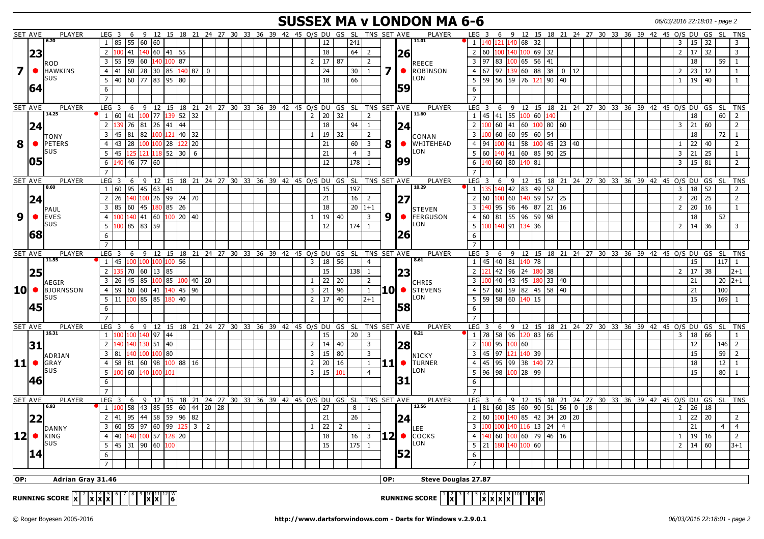# SUSSEX MA v LONDON MA 6-6

06/03/2016 22:18:01 - page 2

## 7 — Rod Hawkins (SUS) v Reece Robinson (LON)

**ROD HAWKINS (SUS)** — Set ave 6.20 — Ave 23.64

| LEG | 3 | 6 | 9 | 12 | 15 | 18 | 21 | 24 | 27 | O/S | DU | GS | SL | TNS |
|---|---|---|---|---|---|---|---|---|---|---|---|---|---|---|
| 1 | 85 | 55 | 60 | 60 | | | | | | | 12 | | 241 | |
| 2 | 100 | 41 | 140 | 60 | 41 | 55 | | | | | 18 | | 64 | 2 |
| 3 | 55 | 59 | 60 | 140 | 100 | 87 | | | | 2 | 17 | 87 | | 2 |
| 4 | 41 | 60 | 28 | 30 | 85 | 140 | 87 | 0 | | | 24 | | 30 | 1 |
| 5 | 40 | 60 | 77 | 83 | 95 | 80 | | | | | 18 | | 66 | |

**REECE ROBINSON (LON)** — Set ave 11.01 — Ave 26.59

| LEG | 3 | 6 | 9 | 12 | 15 | 18 | 21 | 24 | 27 | O/S | DU | GS | SL | TNS |
|---|---|---|---|---|---|---|---|---|---|---|---|---|---|---|
| 1 | 140 | 121 | 140 | 68 | 32 | | | | | 3 | 15 | 32 | | 3 |
| 2 | 60 | 100 | 140 | 100 | 69 | 32 | | | | 2 | 17 | 32 | | 3 |
| 3 | 97 | 83 | 100 | 65 | 56 | 41 | | | | | 18 | | 59 | 1 |
| 4 | 67 | 97 | 139 | 60 | 88 | 38 | 0 | 12 | | 2 | 23 | 12 | | 1 |
| 5 | 59 | 56 | 59 | 76 | 121 | 90 | 40 | | | 1 | 19 | 40 | | 1 |

## 8 — Tony Peters (SUS) v Conan Whitehead (LON)

**TONY PETERS (SUS)** — Set ave 14.25 — Ave 24.05

| LEG | 3 | 6 | 9 | 12 | 15 | 18 | 21 | 24 | 27 | O/S | DU | GS | SL | TNS |
|---|---|---|---|---|---|---|---|---|---|---|---|---|---|---|
| 1 | 60 | 41 | 100 | 77 | 139 | 52 | 32 | | | 2 | 20 | 32 | | 2 |
| 2 | 139 | 76 | 81 | 26 | 41 | 44 | | | | | 18 | | 94 | 1 |
| 3 | 45 | 81 | 82 | 100 | 121 | 40 | 32 | | | 1 | 19 | 32 | | 2 |
| 4 | 43 | 28 | 100 | 100 | 28 | 122 | 20 | | | | 21 | | 60 | 3 |
| 5 | 45 | 125 | 121 | 118 | 52 | 30 | 6 | | | | 21 | | 4 | 3 |
| 6 | 140 | 46 | 77 | 60 | | | | | | | 12 | | 178 | 1 |

**CONAN WHITEHEAD (LON)** — Set ave 11.60 — Ave 24.99

| LEG | 3 | 6 | 9 | 12 | 15 | 18 | 21 | 24 | 27 | O/S | DU | GS | SL | TNS |
|---|---|---|---|---|---|---|---|---|---|---|---|---|---|---|
| 1 | 45 | 41 | 55 | 100 | 60 | 140 | | | | | 18 | | 60 | 2 |
| 2 | 100 | 60 | 41 | 60 | 100 | 80 | 60 | | | 3 | 21 | 60 | | 2 |
| 3 | 100 | 60 | 60 | 95 | 60 | 54 | | | | | 18 | | 72 | 1 |
| 4 | 94 | 100 | 41 | 58 | 100 | 45 | 23 | 40 | | 1 | 22 | 40 | | 2 |
| 5 | 60 | 140 | 41 | 60 | 85 | 90 | 25 | | | 3 | 21 | 25 | | 1 |
| 6 | 140 | 60 | 80 | 140 | 81 | | | | | 3 | 15 | 81 | | 2 |

## 9 — Paul Eves (SUS) v Steven Ferguson (LON)

**PAUL EVES (SUS)** — Set ave 8.60 — Ave 24.68

| LEG | 3 | 6 | 9 | 12 | 15 | 18 | 21 | 24 | 27 | O/S | DU | GS | SL | TNS |
|---|---|---|---|---|---|---|---|---|---|---|---|---|---|---|
| 1 | 60 | 95 | 45 | 63 | 41 | | | | | | 15 | | 197 | |
| 2 | 26 | 140 | 100 | 26 | 99 | 24 | 70 | | | | 21 | | 16 | 2 |
| 3 | 85 | 60 | 45 | 180 | 85 | 26 | | | | | 18 | | 20 | 1+1 |
| 4 | 100 | 140 | 41 | 60 | 100 | 20 | 40 | | | 1 | 19 | 40 | | 3 |
| 5 | 100 | 85 | 83 | 59 | | | | | | | 12 | | 174 | 1 |

**STEVEN FERGUSON (LON)** — Set ave 10.29 — Ave 27.26

| LEG | 3 | 6 | 9 | 12 | 15 | 18 | 21 | 24 | 27 | O/S | DU | GS | SL | TNS |
|---|---|---|---|---|---|---|---|---|---|---|---|---|---|---|
| 1 | 135 | 140 | 42 | 83 | 49 | 52 | | | | 3 | 18 | 52 | | 2 |
| 2 | 60 | 100 | 60 | 140 | 59 | 57 | 25 | | | 2 | 20 | 25 | | 2 |
| 3 | 140 | 95 | 96 | 46 | 87 | 21 | 16 | | | 2 | 20 | 16 | | 1 |
| 4 | 60 | 81 | 55 | 96 | 59 | 98 | | | | | 18 | | 52 | |
| 5 | 100 | 140 | 91 | 134 | 36 | | | | | 2 | 14 | 36 | | 3 |

## 10 — Aegir Bjornsson (SUS) v Chris Stevens (LON)

**AEGIR BJORNSSON (SUS)** — Set ave 11.55 — Ave 25.45

| LEG | 3 | 6 | 9 | 12 | 15 | 18 | 21 | 24 | 27 | O/S | DU | GS | SL | TNS |
|---|---|---|---|---|---|---|---|---|---|---|---|---|---|---|
| 1 | 45 | 100 | 100 | 100 | 100 | 56 | | | | 3 | 18 | 56 | | 4 |
| 2 | 135 | 70 | 60 | 13 | 85 | | | | | | 15 | | 138 | 1 |
| 3 | 26 | 45 | 85 | 100 | 85 | 100 | 40 | 20 | | 1 | 22 | 20 | | 2 |
| 4 | 59 | 60 | 60 | 41 | 140 | 45 | 96 | | | 3 | 21 | 96 | | 1 |
| 5 | 11 | 100 | 85 | 85 | 180 | 40 | | | | 2 | 17 | 40 | | 2+1 |

**CHRIS STEVENS (LON)** — Set ave 8.61 — Ave 23.58

| LEG | 3 | 6 | 9 | 12 | 15 | 18 | 21 | 24 | 27 | O/S | DU | GS | SL | TNS |
|---|---|---|---|---|---|---|---|---|---|---|---|---|---|---|
| 1 | 45 | 40 | 81 | 140 | 78 | | | | | | 15 | | 117 | 1 |
| 2 | 121 | 42 | 96 | 24 | 180 | 38 | | | | 2 | 17 | 38 | | 2+1 |
| 3 | 100 | 40 | 43 | 45 | 180 | 33 | 40 | | | | 21 | | 20 | 2+1 |
| 4 | 57 | 60 | 59 | 82 | 45 | 58 | 40 | | | | 21 | | 100 | |
| 5 | 59 | 58 | 60 | 140 | 15 | | | | | | 15 | | 169 | 1 |

## 11 — Adrian Gray (SUS) v Nicky Turner (LON)

**ADRIAN GRAY (SUS)** — Set ave 16.31 — Ave 31.46

| LEG | 3 | 6 | 9 | 12 | 15 | 18 | 21 | 24 | 27 | O/S | DU | GS | SL | TNS |
|---|---|---|---|---|---|---|---|---|---|---|---|---|---|---|
| 1 | 100 | 100 | 140 | 97 | 44 | | | | | | 15 | | 20 | 3 |
| 2 | 140 | 140 | 130 | 51 | 40 | | | | | 2 | 14 | 40 | | 3 |
| 3 | 81 | 140 | 100 | 100 | 80 | | | | | 3 | 15 | 80 | | 3 |
| 4 | 58 | 81 | 60 | 98 | 100 | 88 | 16 | | | 2 | 20 | 16 | | 1 |
| 5 | 100 | 60 | 140 | 100 | 101 | | | | | 3 | 15 | 101 | | 4 |

**NICKY TURNER (LON)** — Set ave 8.21 — Ave 28.31

| LEG | 3 | 6 | 9 | 12 | 15 | 18 | 21 | 24 | 27 | O/S | DU | GS | SL | TNS |
|---|---|---|---|---|---|---|---|---|---|---|---|---|---|---|
| 1 | 78 | 58 | 96 | 120 | 83 | 66 | | | | 3 | 18 | 66 | | 1 |
| 2 | 100 | 95 | 100 | 60 | | | | | | | 12 | | 146 | 2 |
| 3 | 45 | 97 | 121 | 140 | 39 | | | | | | 15 | | 59 | 2 |
| 4 | 45 | 95 | 99 | 38 | 140 | 72 | | | | | 18 | | 12 | 1 |
| 5 | 96 | 98 | 100 | 28 | 99 | | | | | | 15 | | 80 | 1 |

## 12 — Danny King (SUS) v Lee Cocks (LON)

**DANNY KING (SUS)** — Set ave 6.93 — Ave 22.14

| LEG | 3 | 6 | 9 | 12 | 15 | 18 | 21 | 24 | 27 | O/S | DU | GS | SL | TNS |
|---|---|---|---|---|---|---|---|---|---|---|---|---|---|---|
| 1 | 100 | 58 | 43 | 85 | 55 | 60 | 44 | 20 | 28 | | 27 | | 8 | 1 |
| 2 | 41 | 95 | 44 | 58 | 59 | 96 | 82 | | | | 21 | | 26 | |
| 3 | 60 | 55 | 97 | 60 | 99 | 125 | 3 | 2 | | 1 | 22 | 2 | | 1 |
| 4 | 40 | 140 | 100 | 57 | 128 | 20 | | | | | 18 | | 16 | 3 |
| 5 | 45 | 31 | 90 | 60 | 100 | | | | | | 15 | | 175 | 1 |

**LEE COCKS (LON)** — Set ave 13.56 — Ave 24.52

| LEG | 3 | 6 | 9 | 12 | 15 | 18 | 21 | 24 | 27 | O/S | DU | GS | SL | TNS |
|---|---|---|---|---|---|---|---|---|---|---|---|---|---|---|
| 1 | 81 | 60 | 85 | 60 | 90 | 51 | 56 | 0 | 18 | 2 | 26 | 18 | | |
| 2 | 60 | 100 | 140 | 85 | 42 | 34 | 20 | 20 | | 1 | 22 | 20 | | 2 |
| 3 | 100 | 100 | 140 | 116 | 13 | 24 | 4 | | | | 21 | | 4 | 4 |
| 4 | 140 | 60 | 100 | 60 | 79 | 46 | 16 | | | 1 | 19 | 16 | | 2 |
| 5 | 21 | 180 | 140 | 100 | 60 | | | | | 2 | 14 | 60 | | 3+1 |

**OP:** Adrian Gray 31.46 | **OP:** Steve Douglas 27.87

**RUNNING SCORE (SUSSEX):**

| 1 | 2 | 3 | 4 | 5 | 6 | 7 | 8 | 9 | 10 | 11 | 12 | W |
|---|---|---|---|---|---|---|---|---|---|---|---|---|
| X | | X | X | X | | | | | X | X | | 6 |

**RUNNING SCORE (LONDON):**

| 1 | 2 | 3 | 4 | 5 | 6 | 7 | 8 | 9 | 10 | 11 | 12 | W |
|---|---|---|---|---|---|---|---|---|---|---|---|---|
| | X | | | | X | X | X | X | | | X | 6 |

© Roger Boyesen 2005-2016 — http://www.dartsforwindows.com - Darts for Windows v.2.9.0.1 — 06/03/2016 22:18:01 - page 2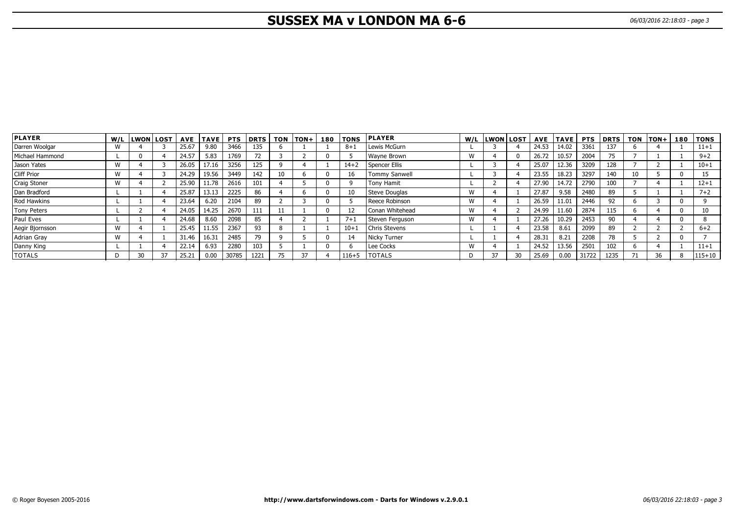# SUSSEX MA v LONDON MA 6-6

| PLAYER | W/L | LWON | LOST | AVE | TAVE | PTS | DRTS | TON | TON+ | 180 | TONS | PLAYER | W/L | LWON | LOST | AVE | TAVE | PTS | DRTS | TON | TON+ | 180 | TONS |
|---|---|---|---|---|---|---|---|---|---|---|---|---|---|---|---|---|---|---|---|---|---|---|---|
| Darren Woolgar | W | 4 | 3 | 25.67 | 9.80 | 3466 | 135 | 6 | 1 | 1 | 8+1 | Lewis McGurn | L | 3 | 4 | 24.53 | 14.02 | 3361 | 137 | 6 | 4 | 1 | 11+1 |
| Michael Hammond | L | 0 | 4 | 24.57 | 5.83 | 1769 | 72 | 3 | 2 | 0 | 5 | Wayne Brown | W | 4 | 0 | 26.72 | 10.57 | 2004 | 75 | 7 | 1 | 1 | 9+2 |
| Jason Yates | W | 4 | 3 | 26.05 | 17.16 | 3256 | 125 | 9 | 4 | 1 | 14+2 | Spencer Ellis | L | 3 | 4 | 25.07 | 12.36 | 3209 | 128 | 7 | 2 | 1 | 10+1 |
| Cliff Prior | W | 4 | 3 | 24.29 | 19.56 | 3449 | 142 | 10 | 6 | 0 | 16 | Tommy Sanwell | L | 3 | 4 | 23.55 | 18.23 | 3297 | 140 | 10 | 5 | 0 | 15 |
| Craig Stoner | W | 4 | 2 | 25.90 | 11.78 | 2616 | 101 | 4 | 5 | 0 | 9 | Tony Hamit | L | 2 | 4 | 27.90 | 14.72 | 2790 | 100 | 7 | 4 | 1 | 12+1 |
| Dan Bradford | L | 1 | 4 | 25.87 | 13.13 | 2225 | 86 | 4 | 6 | 0 | 10 | Steve Douglas | W | 4 | 1 | 27.87 | 9.58 | 2480 | 89 | 5 | 1 | 1 | 7+2 |
| Rod Hawkins | L | 1 | 4 | 23.64 | 6.20 | 2104 | 89 | 2 | 3 | 0 | 5 | Reece Robinson | W | 4 | 1 | 26.59 | 11.01 | 2446 | 92 | 6 | 3 | 0 | 9 |
| Tony Peters | L | 2 | 4 | 24.05 | 14.25 | 2670 | 111 | 11 | 1 | 0 | 12 | Conan Whitehead | W | 4 | 2 | 24.99 | 11.60 | 2874 | 115 | 6 | 4 | 0 | 10 |
| Paul Eves | L | 1 | 4 | 24.68 | 8.60 | 2098 | 85 | 4 | 2 | 1 | 7+1 | Steven Ferguson | W | 4 | 1 | 27.26 | 10.29 | 2453 | 90 | 4 | 4 | 0 | 8 |
| Aegir Bjornsson | W | 4 | 1 | 25.45 | 11.55 | 2367 | 93 | 8 | 1 | 1 | 10+1 | Chris Stevens | L | 1 | 4 | 23.58 | 8.61 | 2099 | 89 | 2 | 2 | 2 | 6+2 |
| Adrian Gray | W | 4 | 1 | 31.46 | 16.31 | 2485 | 79 | 9 | 5 | 0 | 14 | Nicky Turner | L | 1 | 4 | 28.31 | 8.21 | 2208 | 78 | 5 | 2 | 0 | 7 |
| Danny King | L | 1 | 4 | 22.14 | 6.93 | 2280 | 103 | 5 | 1 | 0 | 6 | Lee Cocks | W | 4 | 1 | 24.52 | 13.56 | 2501 | 102 | 6 | 4 | 1 | 11+1 |
| TOTALS | D | 30 | 37 | 25.21 | 0.00 | 30785 | 1221 | 75 | 37 | 4 | 116+5 | TOTALS | D | 37 | 30 | 25.69 | 0.00 | 31722 | 1235 | 71 | 36 | 8 | 115+10 |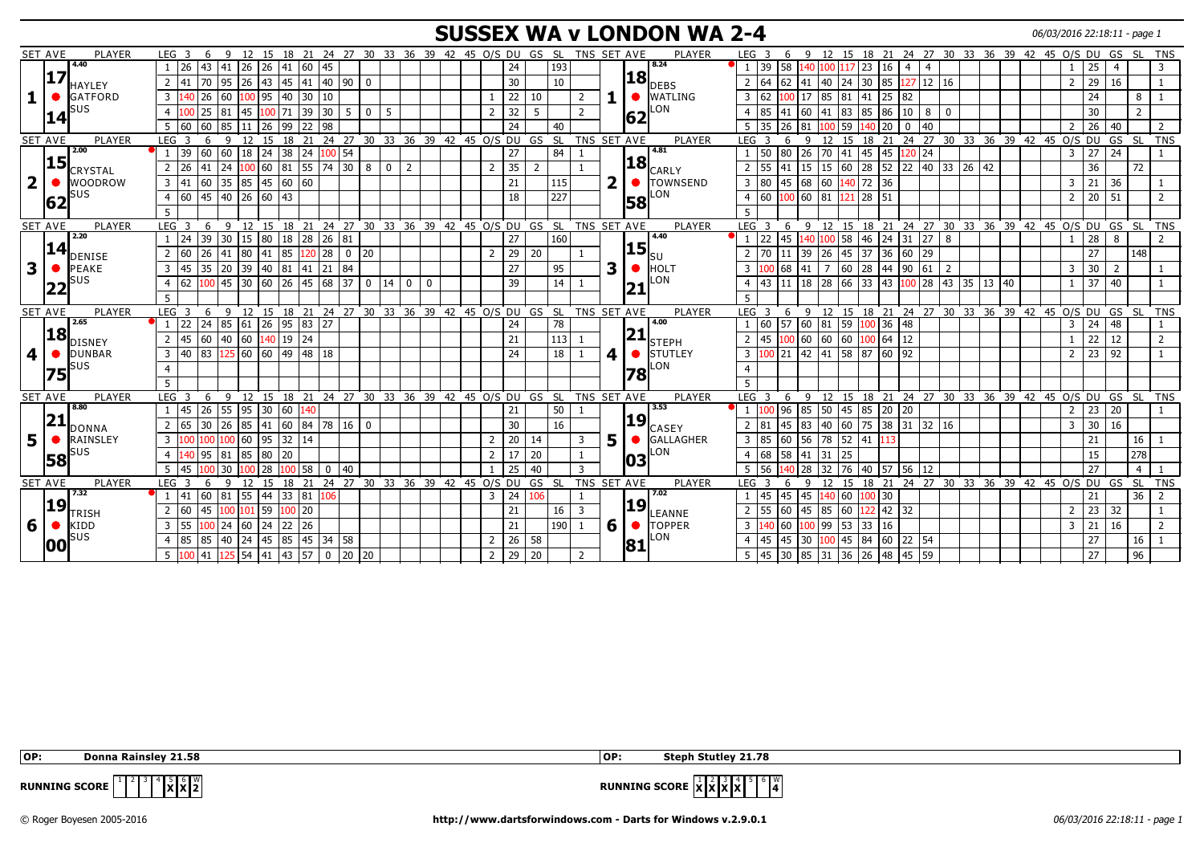# SUSSEX WA v LONDON WA 2-4

06/03/2016 22:18:11 - page 1

| SET | AVE | PLAYER | LEG | 3 | 6 | 9 | 12 | 15 | 18 | 21 | 24 | 27 | 30 | 33 | 36 | 39 | 42 | 45 | O/S | DU | GS | SL | TNS | SET | AVE | PLAYER | LEG | 3 | 6 | 9 | 12 | 15 | 18 | 21 | 24 | 27 | 30 | 33 | 36 | 39 | 42 | 45 | O/S | DU | GS | SL | TNS |
|---|---|---|---|---|---|---|---|---|---|---|---|---|---|---|---|---|---|---|---|---|---|---|---|---|---|---|---|---|---|---|---|---|---|---|---|---|---|---|---|---|---|---|---|---|---|---|---|
| 1 | 17.14 (4.40) | HAYLEY GATFORD SUS | 1 | 26 | 43 | 41 | 26 | 26 | 41 | 60 | 45 | | | | | | | | | 24 | | 193 | | 1 | 18.62 (8.24) | DEBS WATLING LON | 1 | 39 | 58 | 140 | 100 | 117 | 23 | 16 | 4 | 4 | | | | | | | 1 | 25 | 4 | | 3 |
| | | | 2 | 41 | 70 | 95 | 26 | 43 | 45 | 41 | 40 | 90 | 0 | | | | | | | 30 | | 10 | | | | | 2 | 64 | 62 | 41 | 40 | 24 | 30 | 85 | 127 | 12 | 16 | | | | | | 2 | 29 | 16 | | 1 |
| | | | 3 | 140 | 26 | 60 | 100 | 95 | 40 | 30 | 10 | | | | | | | | 1 | 22 | 10 | | 2 | | | | 3 | 62 | 100 | 17 | 85 | 81 | 41 | 25 | 82 | | | | | | | | | 24 | | 8 | 1 |
| | | | 4 | 100 | 25 | 81 | 45 | 100 | 71 | 39 | 30 | 5 | 0 | 5 | | | | | 2 | 32 | 5 | | 2 | | | | 4 | 85 | 41 | 60 | 41 | 83 | 85 | 86 | 10 | 8 | 0 | | | | | | | 30 | | 2 | |
| | | | 5 | 60 | 60 | 85 | 11 | 26 | 99 | 22 | 98 | | | | | | | | | 24 | | 40 | | | | | 5 | 35 | 26 | 81 | 100 | 59 | 140 | 20 | 0 | 40 | | | | | | | 2 | 26 | 40 | | 2 |
| 2 | 15.62 (2.00) | CRYSTAL WOODROW SUS | 1 | 39 | 60 | 60 | 18 | 24 | 38 | 24 | 100 | 54 | | | | | | | | 27 | | 84 | 1 | 2 | 18.58 (4.81) | CARLY TOWNSEND LON | 1 | 50 | 80 | 26 | 70 | 41 | 45 | 45 | 120 | 24 | | | | | | | 3 | 27 | 24 | | 1 |
| | | | 2 | 26 | 41 | 24 | 100 | 60 | 81 | 55 | 74 | 30 | 8 | 0 | 2 | | | | 2 | 35 | 2 | | 1 | | | | 2 | 55 | 41 | 15 | 15 | 60 | 28 | 52 | 22 | 40 | 33 | 26 | 42 | | | | | 36 | | 72 | |
| | | | 3 | 41 | 60 | 35 | 85 | 45 | 60 | 60 | | | | | | | | | | 21 | | 115 | | | | | 3 | 80 | 45 | 68 | 60 | 140 | 72 | 36 | | | | | | | | | 3 | 21 | 36 | | 1 |
| | | | 4 | 60 | 45 | 40 | 26 | 60 | 43 | | | | | | | | | | | 18 | | 227 | | | | | 4 | 60 | 100 | 60 | 81 | 121 | 28 | 51 | | | | | | | | | 2 | 20 | 51 | | 2 |
| | | | 5 | | | | | | | | | | | | | | | | | | | | | | | | 5 | | | | | | | | | | | | | | | | | | | | |
| 3 | 14.22 (2.20) | DENISE PEAKE SUS | 1 | 24 | 39 | 30 | 15 | 80 | 18 | 28 | 26 | 81 | | | | | | | | 27 | | 160 | | 3 | 15.21 (4.40) | SU HOLT LON | 1 | 22 | 45 | 140 | 100 | 58 | 46 | 24 | 31 | 27 | 8 | | | | | | 1 | 28 | 8 | | 2 |
| | | | 2 | 60 | 26 | 41 | 80 | 41 | 85 | 120 | 28 | 0 | 20 | | | | | | 2 | 29 | 20 | | 1 | | | | 2 | 70 | 11 | 39 | 26 | 45 | 37 | 36 | 60 | 29 | | | | | | | | 27 | | 148 | |
| | | | 3 | 45 | 35 | 20 | 39 | 40 | 81 | 41 | 21 | 84 | | | | | | | | 27 | | 95 | | | | | 3 | 100 | 68 | 41 | 7 | 60 | 28 | 44 | 90 | 61 | 2 | | | | | | 3 | 30 | 2 | | 1 |
| | | | 4 | 62 | 100 | 45 | 30 | 60 | 26 | 45 | 68 | 37 | 0 | 14 | 0 | 0 | | | | 39 | | 14 | 1 | | | | 4 | 43 | 11 | 18 | 28 | 66 | 33 | 43 | 100 | 28 | 43 | 35 | 13 | 40 | | | 1 | 37 | 40 | | 1 |
| | | | 5 | | | | | | | | | | | | | | | | | | | | | | | | 5 | | | | | | | | | | | | | | | | | | | | |
| 4 | 18.75 (2.65) | DISNEY DUNBAR SUS | 1 | 22 | 24 | 85 | 61 | 26 | 95 | 83 | 27 | | | | | | | | | 24 | | 78 | | 4 | 21.78 (4.00) | STEPH STUTLEY LON | 1 | 60 | 57 | 60 | 81 | 59 | 100 | 36 | 48 | | | | | | | | 3 | 24 | 48 | | 1 |
| | | | 2 | 45 | 60 | 40 | 60 | 140 | 19 | 24 | | | | | | | | | | 21 | | 113 | 1 | | | | 2 | 45 | 100 | 60 | 60 | 60 | 100 | 64 | 12 | | | | | | | | 1 | 22 | 12 | | 2 |
| | | | 3 | 40 | 83 | 125 | 60 | 60 | 49 | 48 | 18 | | | | | | | | | 24 | | 18 | 1 | | | | 3 | 100 | 21 | 42 | 41 | 58 | 87 | 60 | 92 | | | | | | | | 2 | 23 | 92 | | 1 |
| | | | 4 | | | | | | | | | | | | | | | | | | | | | | | | 4 | | | | | | | | | | | | | | | | | | | | |
| | | | 5 | | | | | | | | | | | | | | | | | | | | | | | | 5 | | | | | | | | | | | | | | | | | | | | |
| 5 | 21.58 (8.80) | DONNA RAINSLEY SUS | 1 | 45 | 26 | 55 | 95 | 30 | 60 | 140 | | | | | | | | | | 21 | | 50 | 1 | 5 | 19.03 (3.53) | CASEY GALLAGHER LON | 1 | 100 | 96 | 85 | 50 | 45 | 85 | 20 | 20 | | | | | | | | 2 | 23 | 20 | | 1 |
| | | | 2 | 65 | 30 | 26 | 85 | 41 | 60 | 84 | 78 | 16 | 0 | | | | | | | 30 | | 16 | | | | | 2 | 81 | 45 | 83 | 40 | 60 | 75 | 38 | 31 | 32 | 16 | | | | | | 3 | 30 | 16 | | |
| | | | 3 | 100 | 100 | 100 | 60 | 95 | 32 | 14 | | | | | | | | | 2 | 20 | 14 | | 3 | | | | 3 | 85 | 60 | 56 | 78 | 52 | 41 | 113 | | | | | | | | | | 21 | | 16 | 1 |
| | | | 4 | 140 | 95 | 81 | 85 | 80 | 20 | | | | | | | | | | 2 | 17 | 20 | | 1 | | | | 4 | 68 | 58 | 41 | 31 | 25 | | | | | | | | | | | | 15 | | 278 | |
| | | | 5 | 45 | 100 | 30 | 100 | 28 | 100 | 58 | 0 | 40 | | | | | | | 1 | 25 | 40 | | 3 | | | | 5 | 56 | 140 | 28 | 32 | 76 | 40 | 57 | 56 | 12 | | | | | | | | 27 | | 4 | 1 |
| 6 | 19.00 (7.32) | TRISH KIDD SUS | 1 | 41 | 60 | 81 | 55 | 44 | 33 | 81 | 106 | | | | | | | | 3 | 24 | 106 | | 1 | 6 | 19.81 (7.02) | LEANNE TOPPER LON | 1 | 45 | 45 | 45 | 140 | 60 | 100 | 30 | | | | | | | | | | 21 | | 36 | 2 |
| | | | 2 | 60 | 45 | 100 | 101 | 59 | 100 | 20 | | | | | | | | | | 21 | | 16 | 3 | | | | 2 | 55 | 60 | 45 | 85 | 60 | 122 | 42 | 32 | | | | | | | | 2 | 23 | 32 | | 1 |
| | | | 3 | 55 | 100 | 24 | 60 | 24 | 22 | 26 | | | | | | | | | | 21 | | 190 | 1 | | | | 3 | 140 | 60 | 100 | 99 | 53 | 33 | 16 | | | | | | | | | 3 | 21 | 16 | | 2 |
| | | | 4 | 85 | 85 | 40 | 24 | 45 | 85 | 45 | 34 | 58 | | | | | | | 2 | 26 | 58 | | | | | | 4 | 45 | 45 | 30 | 100 | 45 | 84 | 60 | 22 | 54 | | | | | | | | 27 | | 16 | 1 |
| | | | 5 | 100 | 41 | 125 | 54 | 41 | 43 | 57 | 0 | 20 | 20 | | | | | | 2 | 29 | 20 | | 2 | | | | 5 | 45 | 30 | 85 | 31 | 36 | 26 | 48 | 45 | 59 | | | | | | | | 27 | | 96 | |

**OP:** Donna Rainsley 21.58

**OP:** Steph Stutley 21.78

**RUNNING SCORE** (Sussex): 1 | 2 | 3 | 4 | 5 X | 6 X | W 2

**RUNNING SCORE** (London): 1 X | 2 X | 3 X | 4 X | 5 | 6 | W 4

© Roger Boyesen 2005-2016 — http://www.dartsforwindows.com - Darts for Windows v.2.9.0.1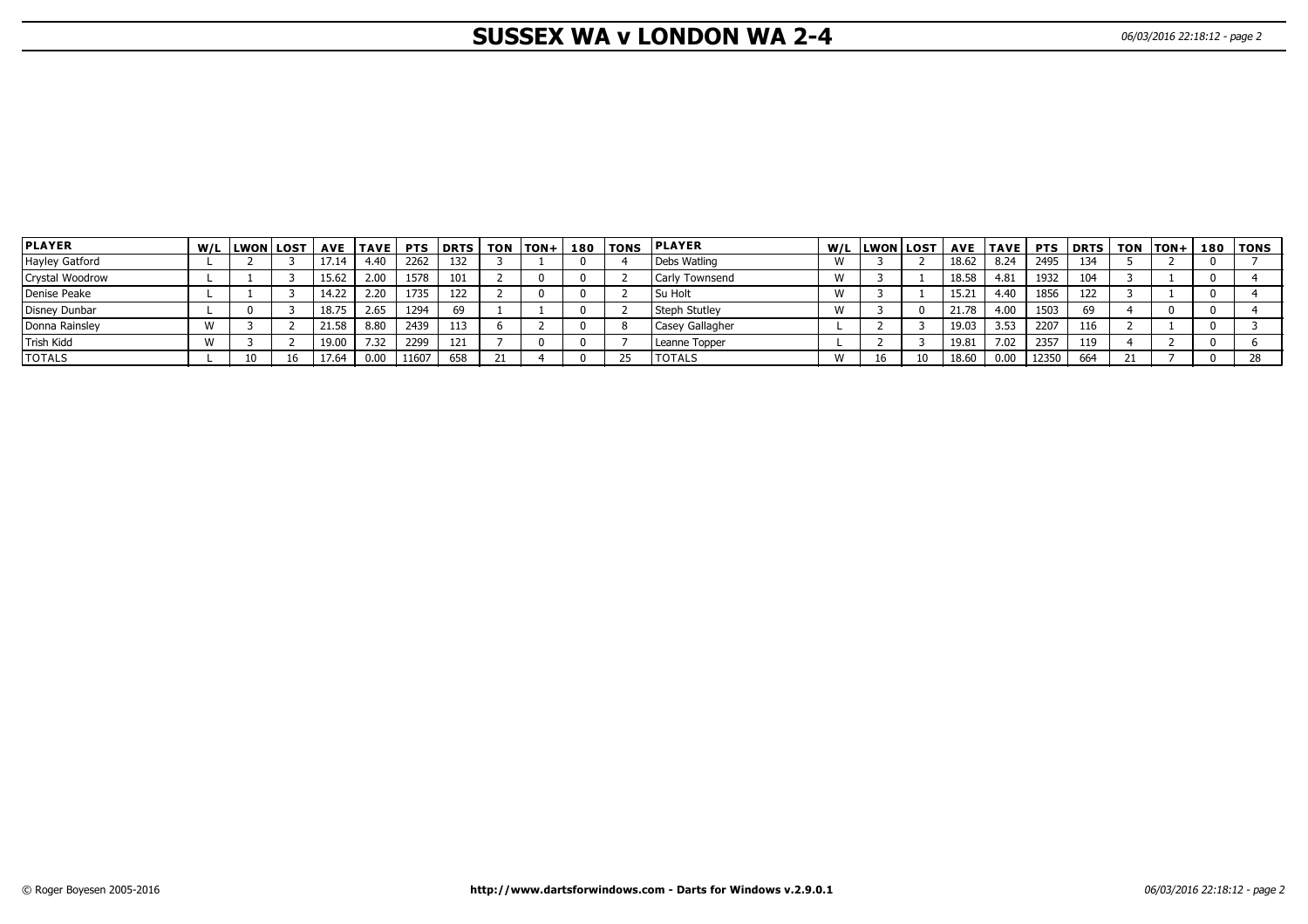# SUSSEX WA v LONDON WA 2-4

| PLAYER | W/L | LWON | LOST | AVE | TAVE | PTS | DRTS | TON | TON+ | 180 | TONS | PLAYER | W/L | LWON | LOST | AVE | TAVE | PTS | DRTS | TON | TON+ | 180 | TONS |
|---|---|---|---|---|---|---|---|---|---|---|---|---|---|---|---|---|---|---|---|---|---|---|---|
| Hayley Gatford | L | 2 | 3 | 17.14 | 4.40 | 2262 | 132 | 3 | 1 | 0 | 4 | Debs Watling | W | 3 | 2 | 18.62 | 8.24 | 2495 | 134 | 5 | 2 | 0 | 7 |
| Crystal Woodrow | L | 1 | 3 | 15.62 | 2.00 | 1578 | 101 | 2 | 0 | 0 | 2 | Carly Townsend | W | 3 | 1 | 18.58 | 4.81 | 1932 | 104 | 3 | 1 | 0 | 4 |
| Denise Peake | L | 1 | 3 | 14.22 | 2.20 | 1735 | 122 | 2 | 0 | 0 | 2 | Su Holt | W | 3 | 1 | 15.21 | 4.40 | 1856 | 122 | 3 | 1 | 0 | 4 |
| Disney Dunbar | L | 0 | 3 | 18.75 | 2.65 | 1294 | 69 | 1 | 1 | 0 | 2 | Steph Stutley | W | 3 | 0 | 21.78 | 4.00 | 1503 | 69 | 4 | 0 | 0 | 4 |
| Donna Rainsley | W | 3 | 2 | 21.58 | 8.80 | 2439 | 113 | 6 | 2 | 0 | 8 | Casey Gallagher | L | 2 | 3 | 19.03 | 3.53 | 2207 | 116 | 2 | 1 | 0 | 3 |
| Trish Kidd | W | 3 | 2 | 19.00 | 7.32 | 2299 | 121 | 7 | 0 | 0 | 7 | Leanne Topper | L | 2 | 3 | 19.81 | 7.02 | 2357 | 119 | 4 | 2 | 0 | 6 |
| TOTALS | L | 10 | 16 | 17.64 | 0.00 | 11607 | 658 | 21 | 4 | 0 | 25 | TOTALS | W | 16 | 10 | 18.60 | 0.00 | 12350 | 664 | 21 | 7 | 0 | 28 |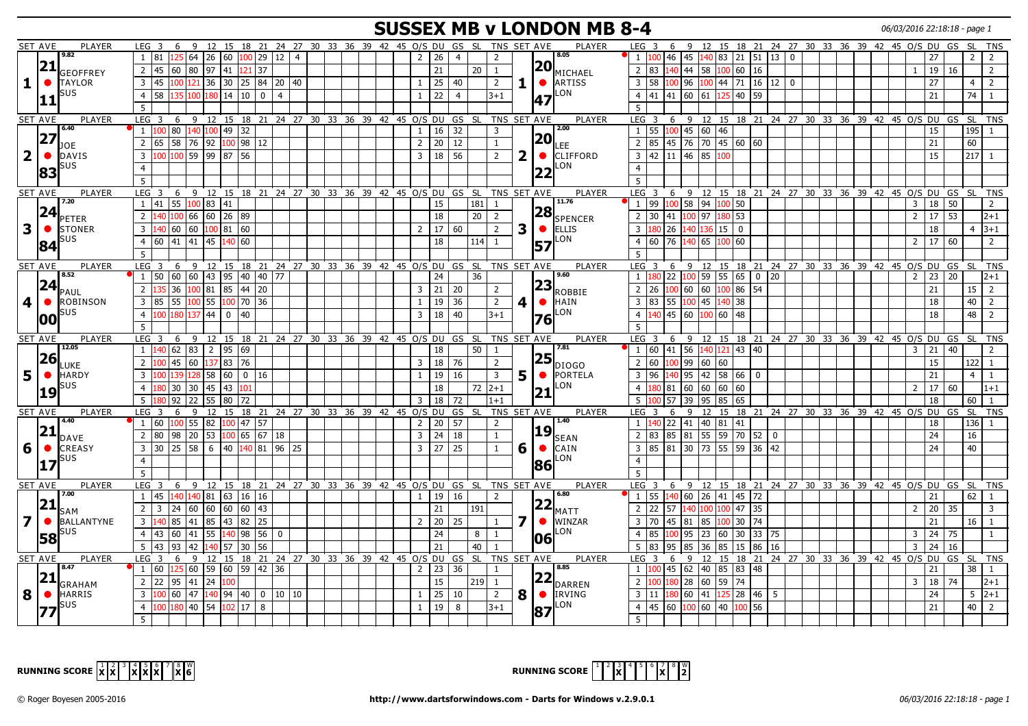# SUSSEX MB v LONDON MB 8-4

06/03/2016 22:18:18 - page 1

| SET | AVE | PLAYER | LEG | 3 | 6 | 9 | 12 | 15 | 18 | 21 | 24 | 27 | 30 | O/S | DU | GS | SL | TNS | SET | AVE | PLAYER | LEG | 3 | 6 | 9 | 12 | 15 | 18 | 21 | 24 | 27 | 30 | O/S | DU | GS | SL | TNS |
|---|---|---|---|---|---|---|---|---|---|---|---|---|---|---|---|---|---|---|---|---|---|---|---|---|---|---|---|---|---|---|---|---|---|---|---|---|
| 1 | 21.11 (9.82) | GEOFFREY TAYLOR SUS | 1 | 81 | 125 | 64 | 26 | 60 | 100 | 29 | 12 | 4 | | | 2 | 26 | 4 | | 2 | 1 | 20.47 (8.05) | MICHAEL ARTISS LON | 1 | 100 | 46 | 45 | 140 | 83 | 21 | 51 | 13 | 0 | | | | 27 | | 2 | 2 |
| | | | 2 | 45 | 60 | 80 | 97 | 41 | 121 | 37 | | | | | | 21 | | 20 | 1 | | | | 2 | 83 | 140 | 44 | 58 | 100 | 60 | 16 | | | | | 1 | 19 | 16 | | 2 |
| | | | 3 | 45 | 100 | 121 | 36 | 30 | 25 | 84 | 20 | 40 | | | 1 | 25 | 40 | | 2 | | | | 3 | 58 | 100 | 96 | 100 | 44 | 71 | 16 | 12 | 0 | | | | 27 | | 4 | 2 |
| | | | 4 | 58 | 135 | 100 | 180 | 14 | 10 | 0 | 4 | | | | 1 | 22 | 4 | | 3+1 | | | | 4 | 41 | 41 | 60 | 61 | 125 | 40 | 59 | | | | | | 21 | | 74 | 1 |
| | | | 5 | | | | | | | | | | | | | | | | | | | | 5 | | | | | | | | | | | | | | | | |
| 2 | 27.83 (6.40) | JOE DAVIS SUS | 1 | 100 | 80 | 140 | 100 | 49 | 32 | | | | | | 1 | 16 | 32 | | 3 | 2 | 20.22 (2.00) | LEE CLIFFORD LON | 1 | 55 | 100 | 45 | 60 | 46 | | | | | | | | 15 | | 195 | 1 |
| | | | 2 | 65 | 58 | 76 | 92 | 100 | 98 | 12 | | | | | 2 | 20 | 12 | | 1 | | | | 2 | 85 | 45 | 76 | 70 | 45 | 60 | 60 | | | | | | 21 | | 60 | |
| | | | 3 | 100 | 100 | 59 | 99 | 87 | 56 | | | | | | 3 | 18 | 56 | | 2 | | | | 3 | 42 | 11 | 46 | 85 | 100 | | | | | | | | 15 | | 217 | 1 |
| | | | 4 | | | | | | | | | | | | | | | | | | | | 4 | | | | | | | | | | | | | | | | |
| | | | 5 | | | | | | | | | | | | | | | | | | | | 5 | | | | | | | | | | | | | | | | |
| 3 | 24.84 (7.20) | PETER STONER SUS | 1 | 41 | 55 | 100 | 83 | 41 | | | | | | | | 15 | | 181 | 1 | 3 | 28.57 (11.76) | SPENCER ELLIS LON | 1 | 99 | 100 | 58 | 94 | 100 | 50 | | | | | | 3 | 18 | 50 | | 2 |
| | | | 2 | 140 | 100 | 66 | 60 | 26 | 89 | | | | | | | 18 | | 20 | 2 | | | | 2 | 30 | 41 | 100 | 97 | 180 | 53 | | | | | | 2 | 17 | 53 | | 2+1 |
| | | | 3 | 140 | 60 | 60 | 100 | 81 | 60 | | | | | | 2 | 17 | 60 | | 2 | | | | 3 | 180 | 26 | 140 | 136 | 15 | 0 | | | | | | | 18 | | 4 | 3+1 |
| | | | 4 | 60 | 41 | 41 | 45 | 140 | 60 | | | | | | | 18 | | 114 | 1 | | | | 4 | 60 | 76 | 140 | 65 | 100 | 60 | | | | | | 2 | 17 | 60 | | 2 |
| | | | 5 | | | | | | | | | | | | | | | | | | | | 5 | | | | | | | | | | | | | | | | |
| 4 | 24.00 (8.52) | PAUL ROBINSON SUS | 1 | 50 | 60 | 60 | 43 | 95 | 40 | 40 | 77 | | | | | 24 | | 36 | | 4 | 23.76 (9.60) | ROBBIE HAIN LON | 1 | 180 | 22 | 100 | 59 | 55 | 65 | 0 | 20 | | | | 2 | 23 | 20 | | 2+1 |
| | | | 2 | 135 | 36 | 100 | 81 | 85 | 44 | 20 | | | | | 3 | 21 | 20 | | 2 | | | | 2 | 26 | 100 | 60 | 60 | 100 | 86 | 54 | | | | | | 21 | | 15 | 2 |
| | | | 3 | 85 | 55 | 100 | 55 | 100 | 70 | 36 | | | | | 1 | 19 | 36 | | 2 | | | | 3 | 83 | 55 | 100 | 45 | 140 | 38 | | | | | | | 18 | | 40 | 2 |
| | | | 4 | 100 | 180 | 137 | 44 | 0 | 40 | | | | | | 3 | 18 | 40 | | 3+1 | | | | 4 | 140 | 45 | 60 | 100 | 60 | 48 | | | | | | | 18 | | 48 | 2 |
| | | | 5 | | | | | | | | | | | | | | | | | | | | 5 | | | | | | | | | | | | | | | | |
| 5 | 26.19 (12.05) | LUKE HARDY SUS | 1 | 140 | 62 | 83 | 2 | 95 | 69 | | | | | | | 18 | | 50 | 1 | 5 | 25.21 (7.81) | DIOGO PORTELA LON | 1 | 60 | 41 | 56 | 140 | 121 | 43 | 40 | | | | | 3 | 21 | 40 | | 2 |
| | | | 2 | 100 | 45 | 60 | 137 | 83 | 76 | | | | | | 3 | 18 | 76 | | 2 | | | | 2 | 60 | 100 | 99 | 60 | 60 | | | | | | | | 15 | | 122 | 1 |
| | | | 3 | 100 | 139 | 128 | 58 | 60 | 0 | 16 | | | | | 1 | 19 | 16 | | 3 | | | | 3 | 96 | 140 | 95 | 42 | 58 | 66 | 0 | | | | | | 21 | | 4 | 1 |
| | | | 4 | 180 | 30 | 30 | 45 | 43 | 101 | | | | | | | 18 | | 72 | 2+1 | | | | 4 | 180 | 81 | 60 | 60 | 60 | 60 | | | | | | 2 | 17 | 60 | | 1+1 |
| | | | 5 | 180 | 92 | 22 | 55 | 80 | 72 | | | | | | 3 | 18 | 72 | | 1+1 | | | | 5 | 100 | 57 | 39 | 95 | 85 | 65 | | | | | | | 18 | | 60 | 1 |
| 6 | 21.17 (4.40) | DAVE CREASY SUS | 1 | 60 | 100 | 55 | 82 | 100 | 47 | 57 | | | | | 2 | 20 | 57 | | 2 | 6 | 19.86 (1.40) | SEAN CAIN LON | 1 | 140 | 22 | 41 | 40 | 81 | 41 | | | | | | | 18 | | 136 | 1 |
| | | | 2 | 80 | 98 | 20 | 53 | 100 | 65 | 67 | 18 | | | | 3 | 24 | 18 | | 1 | | | | 2 | 83 | 85 | 81 | 55 | 59 | 70 | 52 | 0 | | | | | 24 | | 16 | |
| | | | 3 | 30 | 25 | 58 | 6 | 40 | 140 | 81 | 96 | 25 | | | 3 | 27 | 25 | | 1 | | | | 3 | 85 | 81 | 30 | 73 | 55 | 59 | 36 | 42 | | | | | 24 | | 40 | |
| | | | 4 | | | | | | | | | | | | | | | | | | | | 4 | | | | | | | | | | | | | | | | |
| | | | 5 | | | | | | | | | | | | | | | | | | | | 5 | | | | | | | | | | | | | | | | |
| 7 | 21.58 (7.00) | SAM BALLANTYNE SUS | 1 | 45 | 140 | 140 | 81 | 63 | 16 | 16 | | | | | 1 | 19 | 16 | | 2 | 7 | 22.06 (6.80) | MATT WINZAR LON | 1 | 55 | 140 | 60 | 26 | 41 | 45 | 72 | | | | | | 21 | | 62 | 1 |
| | | | 2 | 3 | 24 | 60 | 60 | 60 | 60 | 43 | | | | | | 21 | | 191 | | | | | 2 | 22 | 57 | 140 | 100 | 100 | 47 | 35 | | | | | 2 | 20 | 35 | | 3 |
| | | | 3 | 140 | 85 | 41 | 85 | 43 | 82 | 25 | | | | | 2 | 20 | 25 | | 1 | | | | 3 | 70 | 45 | 81 | 85 | 100 | 30 | 74 | | | | | | 21 | | 16 | 1 |
| | | | 4 | 43 | 60 | 41 | 55 | 140 | 98 | 56 | 0 | | | | | 24 | | 8 | 1 | | | | 4 | 85 | 100 | 95 | 23 | 60 | 30 | 33 | 75 | | | | 3 | 24 | 75 | | 1 |
| | | | 5 | 43 | 93 | 42 | 140 | 57 | 30 | 56 | | | | | | 21 | | 40 | 1 | | | | 5 | 83 | 95 | 85 | 36 | 85 | 15 | 86 | 16 | | | | 3 | 24 | 16 | | |
| 8 | 21.77 (8.47) | GRAHAM HARRIS SUS | 1 | 60 | 125 | 60 | 59 | 60 | 59 | 42 | 36 | | | | 2 | 23 | 36 | | 1 | 8 | 22.87 (8.85) | DARREN IRVING LON | 1 | 100 | 45 | 62 | 40 | 85 | 83 | 48 | | | | | | 21 | | 38 | 1 |
| | | | 2 | 22 | 95 | 41 | 24 | 100 | | | | | | | | 15 | | 219 | 1 | | | | 2 | 100 | 180 | 28 | 60 | 59 | 74 | | | | | | 3 | 18 | 74 | | 2+1 |
| | | | 3 | 100 | 60 | 47 | 140 | 94 | 40 | 0 | 10 | 10 | | | 1 | 25 | 10 | | 2 | | | | 3 | 11 | 180 | 60 | 41 | 125 | 28 | 46 | 5 | | | | | 24 | | 5 | 2+1 |
| | | | 4 | 100 | 180 | 40 | 54 | 102 | 17 | 8 | | | | | 1 | 19 | 8 | | 3+1 | | | | 4 | 45 | 60 | 100 | 60 | 40 | 100 | 56 | | | | | | 21 | | 40 | 2 |
| | | | 5 | | | | | | | | | | | | | | | | | | | | 5 | | | | | | | | | | | | | | | | |

RUNNING SCORE (SUSSEX): 1 X, 2 X, 3, 4 X, 5 X, 6 X, 7, 8 X, W 6

RUNNING SCORE (LONDON): 1, 2, 3 X, 4, 5, 6, 7 X, 8, W 2

© Roger Boyesen 2005-2016 http://www.dartsforwindows.com - Darts for Windows v.2.9.0.1 06/03/2016 22:18:18 - page 1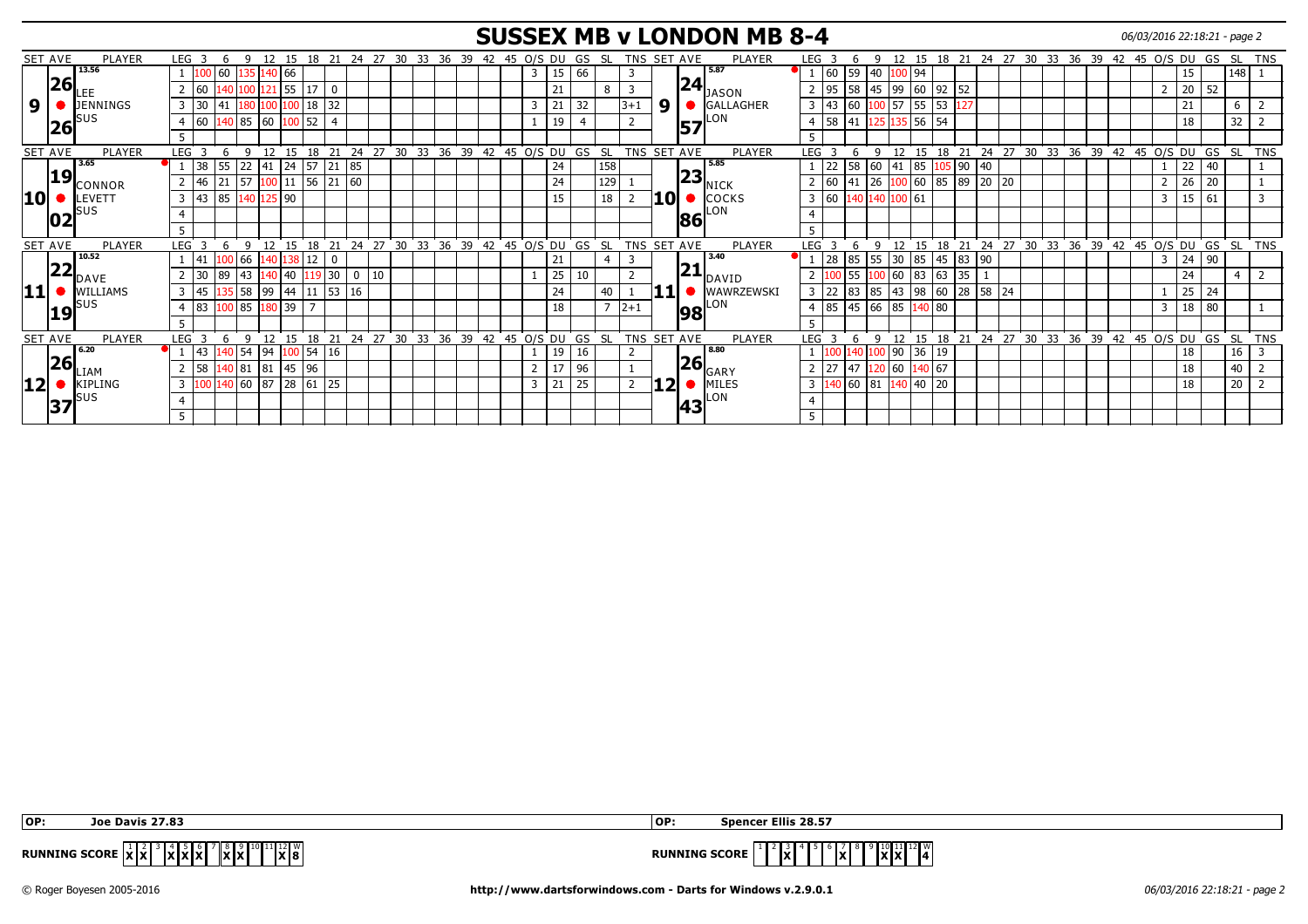# SUSSEX MB v LONDON MB 8-4

06/03/2016 22:18:21 - page 2

| SET | AVE | PLAYER | LEG | 3 | 6 | 9 | 12 | 15 | 18 | 21 | 24 | 27 | 30 | 33 | 36 | 39 | 42 | 45 | O/S | DU | GS | SL | TNS | SET | AVE | PLAYER | LEG | 3 | 6 | 9 | 12 | 15 | 18 | 21 | 24 | 27 | 30 | 33 | 36 | 39 | 42 | 45 | O/S | DU | GS | SL | TNS |
|---|---|---|---|---|---|---|---|---|---|---|---|---|---|---|---|---|---|---|---|---|---|---|---|---|---|---|---|---|---|---|---|---|---|---|---|---|---|---|---|---|---|---|---|---|---|---|---|
| 9 | 26.26 (13.56) | LEE JENNINGS SUS | 1 | 100 | 60 | 135 | 140 | 66 | | | | | | | | | | | 3 | 15 | 66 | | 3 | 9 | 24.57 (5.87) | JASON GALLAGHER LON | 1 | 60 | 59 | 40 | 100 | 94 | | | | | | | | | | | | 15 | | 148 | 1 |
| | | | 2 | 60 | 140 | 100 | 121 | 55 | 17 | 0 | | | | | | | | | | 21 | | 8 | 3 | | | | 2 | 95 | 58 | 45 | 99 | 60 | 92 | 52 | | | | | | | | | 2 | 20 | 52 | | |
| | | | 3 | 30 | 41 | 180 | 100 | 100 | 18 | 32 | | | | | | | | | 3 | 21 | 32 | | 3+1 | | | | 3 | 43 | 60 | 100 | 57 | 55 | 53 | 127 | | | | | | | | | | 21 | | 6 | 2 |
| | | | 4 | 60 | 140 | 85 | 60 | 100 | 52 | 4 | | | | | | | | | 1 | 19 | 4 | | 2 | | | | 4 | 58 | 41 | 125 | 135 | 56 | 54 | | | | | | | | | | | 18 | | 32 | 2 |
| | | | 5 | | | | | | | | | | | | | | | | | | | | | | | | 5 | | | | | | | | | | | | | | | | | | | | |
| 10 | 19.02 (3.65) | CONNOR LEVETT SUS | 1 | 38 | 55 | 22 | 41 | 24 | 57 | 21 | 85 | | | | | | | | | 24 | | 158 | | 10 | 23.86 (5.85) | NICK COCKS LON | 1 | 22 | 58 | 60 | 41 | 85 | 105 | 90 | 40 | | | | | | | | 1 | 22 | 40 | | 1 |
| | | | 2 | 46 | 21 | 57 | 100 | 11 | 56 | 21 | 60 | | | | | | | | | 24 | | 129 | 1 | | | | 2 | 60 | 41 | 26 | 100 | 60 | 85 | 89 | 20 | 20 | | | | | | | 2 | 26 | 20 | | 1 |
| | | | 3 | 43 | 85 | 140 | 125 | 90 | | | | | | | | | | | | 15 | | 18 | 2 | | | | 3 | 60 | 140 | 140 | 100 | 61 | | | | | | | | | | | 3 | 15 | 61 | | 3 |
| | | | 4 | | | | | | | | | | | | | | | | | | | | | | | | 4 | | | | | | | | | | | | | | | | | | | | |
| | | | 5 | | | | | | | | | | | | | | | | | | | | | | | | 5 | | | | | | | | | | | | | | | | | | | | |
| 11 | 22.19 (10.52) | DAVE WILLIAMS SUS | 1 | 41 | 100 | 66 | 140 | 138 | 12 | 0 | | | | | | | | | | 21 | | 4 | 3 | 11 | 21.98 (3.40) | DAVID WAWRZEWSKI LON | 1 | 28 | 85 | 55 | 30 | 85 | 45 | 83 | 90 | | | | | | | | 3 | 24 | 90 | | |
| | | | 2 | 30 | 89 | 43 | 140 | 40 | 119 | 30 | 0 | 10 | | | | | | | 1 | 25 | 10 | | 2 | | | | 2 | 100 | 55 | 100 | 60 | 83 | 63 | 35 | 1 | | | | | | | | | 24 | | 4 | 2 |
| | | | 3 | 45 | 135 | 58 | 99 | 44 | 11 | 53 | 16 | | | | | | | | | 24 | | 40 | 1 | | | | 3 | 22 | 83 | 85 | 43 | 98 | 60 | 28 | 58 | 24 | | | | | | | 1 | 25 | 24 | | |
| | | | 4 | 83 | 100 | 85 | 180 | 39 | 7 | | | | | | | | | | | 18 | | 7 | 2+1 | | | | 4 | 85 | 45 | 66 | 85 | 140 | 80 | | | | | | | | | | 3 | 18 | 80 | | 1 |
| | | | 5 | | | | | | | | | | | | | | | | | | | | | | | | 5 | | | | | | | | | | | | | | | | | | | | |
| 12 | 26.37 (6.20) | LIAM KIPLING SUS | 1 | 43 | 140 | 54 | 94 | 100 | 54 | 16 | | | | | | | | | 1 | 19 | 16 | | 2 | 12 | 26.43 (8.80) | GARY MILES LON | 1 | 100 | 140 | 100 | 90 | 36 | 19 | | | | | | | | | | | 18 | | 16 | 3 |
| | | | 2 | 58 | 140 | 81 | 81 | 45 | 96 | | | | | | | | | | 2 | 17 | 96 | | 1 | | | | 2 | 27 | 47 | 120 | 60 | 140 | 67 | | | | | | | | | | | 18 | | 40 | 2 |
| | | | 3 | 100 | 140 | 60 | 87 | 28 | 61 | 25 | | | | | | | | | 3 | 21 | 25 | | 2 | | | | 3 | 140 | 60 | 81 | 140 | 40 | 20 | | | | | | | | | | | 18 | | 20 | 2 |
| | | | 4 | | | | | | | | | | | | | | | | | | | | | | | | 4 | | | | | | | | | | | | | | | | | | | | |
| | | | 5 | | | | | | | | | | | | | | | | | | | | | | | | 5 | | | | | | | | | | | | | | | | | | | | |

OP: Joe Davis 27.83 | OP: Spencer Ellis 28.57

RUNNING SCORE (SUSSEX): 1 X, 2 X, 3, 4 X, 5 X, 6 X, 7, 8 X, 9 X, 10, 11, 12 X, W 8

RUNNING SCORE (LONDON): 1, 2, 3 X, 4, 5, 6, 7 X, 8, 9, 10 X, 11 X, 12, W 4

© Roger Boyesen 2005-2016 http://www.dartsforwindows.com - Darts for Windows v.2.9.0.1 06/03/2016 22:18:21 - page 2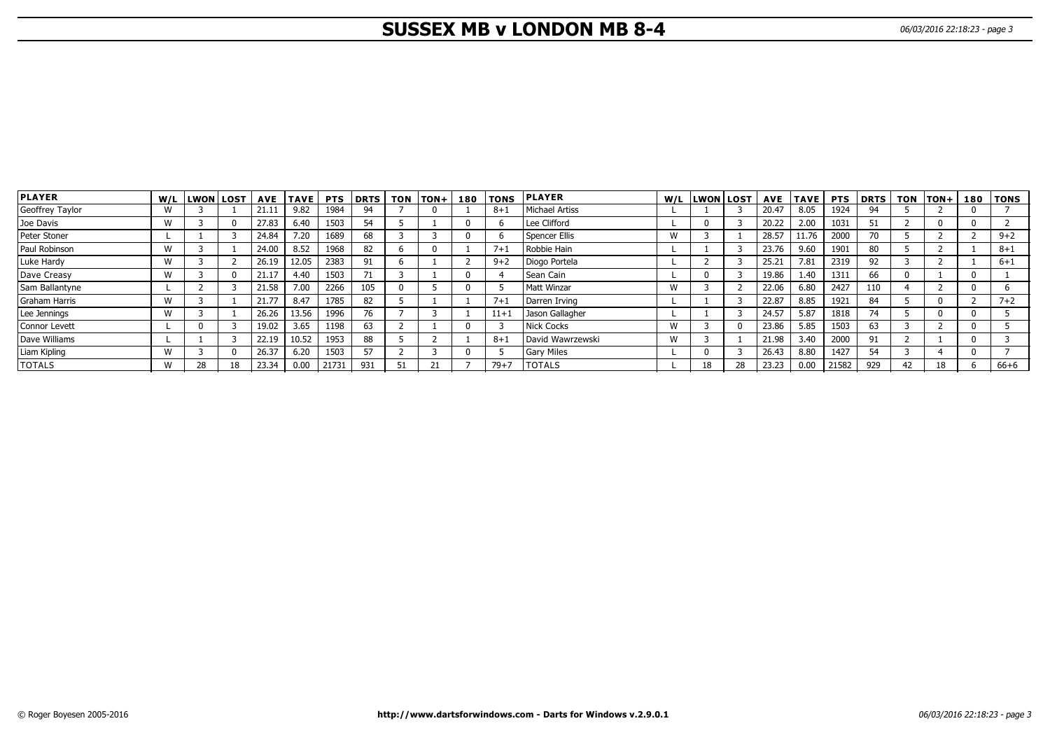# SUSSEX MB v LONDON MB 8-4

| PLAYER | W/L | LWON | LOST | AVE | TAVE | PTS | DRTS | TON | TON+ | 180 | TONS | PLAYER | W/L | LWON | LOST | AVE | TAVE | PTS | DRTS | TON | TON+ | 180 | TONS |
|---|---|---|---|---|---|---|---|---|---|---|---|---|---|---|---|---|---|---|---|---|---|---|---|
| Geoffrey Taylor | W | 3 | 1 | 21.11 | 9.82 | 1984 | 94 | 7 | 0 | 1 | 8+1 | Michael Artiss | L | 1 | 3 | 20.47 | 8.05 | 1924 | 94 | 5 | 2 | 0 | 7 |
| Joe Davis | W | 3 | 0 | 27.83 | 6.40 | 1503 | 54 | 5 | 1 | 0 | 6 | Lee Clifford | L | 0 | 3 | 20.22 | 2.00 | 1031 | 51 | 2 | 0 | 0 | 2 |
| Peter Stoner | L | 1 | 3 | 24.84 | 7.20 | 1689 | 68 | 3 | 3 | 0 | 6 | Spencer Ellis | W | 3 | 1 | 28.57 | 11.76 | 2000 | 70 | 5 | 2 | 2 | 9+2 |
| Paul Robinson | W | 3 | 1 | 24.00 | 8.52 | 1968 | 82 | 6 | 0 | 1 | 7+1 | Robbie Hain | L | 1 | 3 | 23.76 | 9.60 | 1901 | 80 | 5 | 2 | 1 | 8+1 |
| Luke Hardy | W | 3 | 2 | 26.19 | 12.05 | 2383 | 91 | 6 | 1 | 2 | 9+2 | Diogo Portela | L | 2 | 3 | 25.21 | 7.81 | 2319 | 92 | 3 | 2 | 1 | 6+1 |
| Dave Creasy | W | 3 | 0 | 21.17 | 4.40 | 1503 | 71 | 3 | 1 | 0 | 4 | Sean Cain | L | 0 | 3 | 19.86 | 1.40 | 1311 | 66 | 0 | 1 | 0 | 1 |
| Sam Ballantyne | L | 2 | 3 | 21.58 | 7.00 | 2266 | 105 | 0 | 5 | 0 | 5 | Matt Winzar | W | 3 | 2 | 22.06 | 6.80 | 2427 | 110 | 4 | 2 | 0 | 6 |
| Graham Harris | W | 3 | 1 | 21.77 | 8.47 | 1785 | 82 | 5 | 1 | 1 | 7+1 | Darren Irving | L | 1 | 3 | 22.87 | 8.85 | 1921 | 84 | 5 | 0 | 2 | 7+2 |
| Lee Jennings | W | 3 | 1 | 26.26 | 13.56 | 1996 | 76 | 7 | 3 | 1 | 11+1 | Jason Gallagher | L | 1 | 3 | 24.57 | 5.87 | 1818 | 74 | 5 | 0 | 0 | 5 |
| Connor Levett | L | 0 | 3 | 19.02 | 3.65 | 1198 | 63 | 2 | 1 | 0 | 3 | Nick Cocks | W | 3 | 0 | 23.86 | 5.85 | 1503 | 63 | 3 | 2 | 0 | 5 |
| Dave Williams | L | 1 | 3 | 22.19 | 10.52 | 1953 | 88 | 5 | 2 | 1 | 8+1 | David Wawrzewski | W | 3 | 1 | 21.98 | 3.40 | 2000 | 91 | 2 | 1 | 0 | 3 |
| Liam Kipling | W | 3 | 0 | 26.37 | 6.20 | 1503 | 57 | 2 | 3 | 0 | 5 | Gary Miles | L | 0 | 3 | 26.43 | 8.80 | 1427 | 54 | 3 | 4 | 0 | 7 |
| TOTALS | W | 28 | 18 | 23.34 | 0.00 | 21731 | 931 | 51 | 21 | 7 | 79+7 | TOTALS | L | 18 | 28 | 23.23 | 0.00 | 21582 | 929 | 42 | 18 | 6 | 66+6 |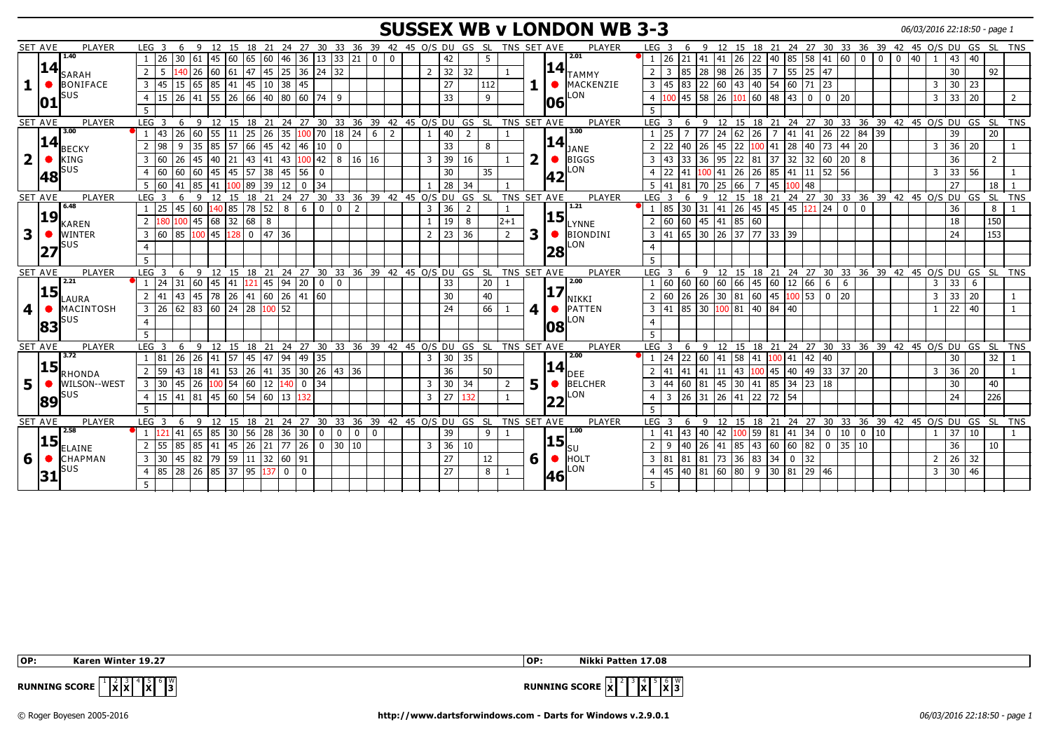# SUSSEX WB v LONDON WB 3-3

06/03/2016 22:18:50 - page 1

| SET | AVE | PLAYER | LEG | 3 | 6 | 9 | 12 | 15 | 18 | 21 | 24 | 27 | 30 | 33 | 36 | 39 | 42 | 45 | O/S | DU | GS | SL | TNS | SET | AVE | PLAYER | LEG | 3 | 6 | 9 | 12 | 15 | 18 | 21 | 24 | 27 | 30 | 33 | 36 | 39 | 42 | 45 | O/S | DU | GS | SL | TNS |
|---|---|---|---|---|---|---|---|---|---|---|---|---|---|---|---|---|---|---|---|---|---|---|---|---|---|---|---|---|---|---|---|---|---|---|---|---|---|---|---|---|---|---|---|---|---|---|---|
| 1 | 14.01 (1.40) | SARAH BONIFACE SUS | 1 | 26 | 30 | 61 | 45 | 60 | 65 | 60 | 46 | 36 | 13 | 33 | 21 | 0 | 0 | | | 42 | | 5 | | 1 | 14.06 (2.01) | TAMMY MACKENZIE LON | 1 | 26 | 21 | 41 | 41 | 26 | 22 | 40 | 85 | 58 | 41 | 60 | 0 | 0 | 0 | 40 | 1 | 43 | 40 | | |
| | | | 2 | 5 | 140 | 26 | 60 | 61 | 47 | 45 | 25 | 36 | 24 | 32 | | | | | 2 | 32 | 32 | | 1 | | | | 2 | 3 | 85 | 28 | 98 | 26 | 35 | 7 | 55 | 25 | 47 | | | | | | | 30 | | 92 | |
| | | | 3 | 45 | 15 | 65 | 85 | 41 | 45 | 10 | 38 | 45 | | | | | | | | 27 | | 112 | | | | | 3 | 45 | 83 | 22 | 60 | 43 | 40 | 54 | 60 | 71 | 23 | | | | | | 3 | 30 | 23 | | |
| | | | 4 | 15 | 26 | 41 | 55 | 26 | 66 | 40 | 80 | 60 | 74 | 9 | | | | | | 33 | | 9 | | | | | 4 | 100 | 45 | 58 | 26 | 101 | 60 | 48 | 43 | 0 | 0 | 20 | | | | | 3 | 33 | 20 | | 2 |
| | | | 5 | | | | | | | | | | | | | | | | | | | | | | | | 5 | | | | | | | | | | | | | | | | | | | | |
| 2 | 14.48 (3.00) | BECKY KING SUS | 1 | 43 | 26 | 60 | 55 | 11 | 25 | 26 | 35 | 100 | 70 | 18 | 24 | 6 | 2 | | 1 | 40 | 2 | | 1 | 2 | 14.42 (3.00) | JANE BIGGS LON | 1 | 25 | 7 | 77 | 24 | 62 | 26 | 7 | 41 | 41 | 26 | 22 | 84 | 39 | | | | 39 | | 20 | |
| | | | 2 | 98 | 9 | 35 | 85 | 57 | 66 | 45 | 42 | 46 | 10 | 0 | | | | | | 33 | | 8 | | | | | 2 | 22 | 40 | 26 | 45 | 22 | 100 | 41 | 28 | 40 | 73 | 44 | 20 | | | | 3 | 36 | 20 | | 1 |
| | | | 3 | 60 | 26 | 45 | 40 | 21 | 43 | 41 | 43 | 100 | 42 | 8 | 16 | 16 | | | 3 | 39 | 16 | | 1 | | | | 3 | 43 | 33 | 36 | 95 | 22 | 81 | 37 | 32 | 32 | 60 | 20 | 8 | | | | | 36 | | 2 | |
| | | | 4 | 60 | 60 | 60 | 45 | 45 | 57 | 38 | 45 | 56 | 0 | | | | | | | 30 | | 35 | | | | | 4 | 22 | 41 | 100 | 41 | 26 | 26 | 85 | 41 | 11 | 52 | 56 | | | | | 3 | 33 | 56 | | 1 |
| | | | 5 | 60 | 41 | 85 | 41 | 100 | 89 | 39 | 12 | 0 | 34 | | | | | | 1 | 28 | 34 | | 1 | | | | 5 | 41 | 81 | 70 | 25 | 66 | 7 | 45 | 100 | 48 | | | | | | | | 27 | | 18 | 1 |
| 3 | 19.27 (6.48) | KAREN WINTER SUS | 1 | 25 | 45 | 60 | 140 | 85 | 78 | 52 | 8 | 6 | 0 | 0 | 2 | | | | 3 | 36 | 2 | | 1 | 3 | 15.28 (1.21) | LYNNE BIONDINI LON | 1 | 85 | 30 | 31 | 41 | 26 | 45 | 45 | 45 | 121 | 24 | 0 | 0 | | | | | 36 | | 8 | 1 |
| | | | 2 | 180 | 100 | 45 | 68 | 32 | 68 | 8 | | | | | | | | | 1 | 19 | 8 | | 2+1 | | | | 2 | 60 | 60 | 45 | 41 | 85 | 60 | | | | | | | | | | | 18 | | 150 | |
| | | | 3 | 60 | 85 | 100 | 45 | 128 | 0 | 47 | 36 | | | | | | | | 2 | 23 | 36 | | 2 | | | | 3 | 41 | 65 | 30 | 26 | 37 | 77 | 33 | 39 | | | | | | | | | 24 | | 153 | |
| | | | 4 | | | | | | | | | | | | | | | | | | | | | | | | 4 | | | | | | | | | | | | | | | | | | | | |
| | | | 5 | | | | | | | | | | | | | | | | | | | | | | | | 5 | | | | | | | | | | | | | | | | | | | | |
| 4 | 15.83 (2.21) | LAURA MACINTOSH SUS | 1 | 24 | 31 | 60 | 45 | 41 | 121 | 45 | 94 | 20 | 0 | 0 | | | | | | 33 | | 20 | 1 | 4 | 17.08 (2.00) | NIKKI PATTEN LON | 1 | 60 | 60 | 60 | 60 | 66 | 45 | 60 | 12 | 66 | 6 | 6 | | | | | 3 | 33 | 6 | | |
| | | | 2 | 41 | 43 | 45 | 78 | 26 | 41 | 60 | 26 | 41 | 60 | | | | | | | 30 | | 40 | | | | | 2 | 60 | 26 | 26 | 30 | 81 | 60 | 45 | 100 | 53 | 0 | 20 | | | | | 3 | 33 | 20 | | 1 |
| | | | 3 | 26 | 62 | 83 | 60 | 24 | 28 | 100 | 52 | | | | | | | | | 24 | | 66 | 1 | | | | 3 | 41 | 85 | 30 | 100 | 81 | 40 | 84 | 40 | | | | | | | | 1 | 22 | 40 | | 1 |
| | | | 4 | | | | | | | | | | | | | | | | | | | | | | | | 4 | | | | | | | | | | | | | | | | | | | | |
| | | | 5 | | | | | | | | | | | | | | | | | | | | | | | | 5 | | | | | | | | | | | | | | | | | | | | |
| 5 | 15.89 (3.72) | RHONDA WILSON--WEST SUS | 1 | 81 | 26 | 26 | 41 | 57 | 45 | 47 | 94 | 49 | 35 | | | | | | 3 | 30 | 35 | | | 5 | 14.22 (2.00) | DEE BELCHER LON | 1 | 24 | 22 | 60 | 41 | 58 | 41 | 100 | 41 | 42 | 40 | | | | | | | 30 | | 32 | 1 |
| | | | 2 | 59 | 43 | 18 | 41 | 53 | 26 | 41 | 35 | 30 | 26 | 43 | 36 | | | | | 36 | | 50 | | | | | 2 | 41 | 41 | 41 | 11 | 43 | 100 | 45 | 40 | 49 | 33 | 37 | 20 | | | | 3 | 36 | 20 | | 1 |
| | | | 3 | 30 | 45 | 26 | 100 | 54 | 60 | 12 | 140 | 0 | 34 | | | | | | 3 | 30 | 34 | | 2 | | | | 3 | 44 | 60 | 81 | 45 | 30 | 41 | 85 | 34 | 23 | 18 | | | | | | | 30 | | 40 | |
| | | | 4 | 15 | 41 | 81 | 45 | 60 | 54 | 60 | 13 | 132 | | | | | | | 3 | 27 | 132 | | 1 | | | | 4 | 3 | 26 | 31 | 26 | 41 | 22 | 72 | 54 | | | | | | | | | 24 | | 226 | |
| | | | 5 | | | | | | | | | | | | | | | | | | | | | | | | 5 | | | | | | | | | | | | | | | | | | | | |
| 6 | 15.31 (2.58) | ELAINE CHAPMAN SUS | 1 | 121 | 41 | 65 | 85 | 30 | 56 | 28 | 36 | 30 | 0 | 0 | 0 | 0 | | | | 39 | | 9 | 1 | 6 | 15.46 (1.00) | SU HOLT LON | 1 | 41 | 43 | 40 | 42 | 100 | 59 | 81 | 41 | 34 | 0 | 10 | 0 | 10 | | | 1 | 37 | 10 | | 1 |
| | | | 2 | 55 | 85 | 85 | 41 | 45 | 26 | 21 | 77 | 26 | 0 | 30 | 10 | | | | 3 | 36 | 10 | | | | | | 2 | 9 | 40 | 26 | 41 | 85 | 43 | 60 | 60 | 82 | 0 | 35 | 10 | | | | | 36 | | 10 | |
| | | | 3 | 30 | 45 | 82 | 79 | 59 | 11 | 32 | 60 | 91 | | | | | | | | 27 | | 12 | | | | | 3 | 81 | 81 | 81 | 73 | 36 | 83 | 34 | 0 | 32 | | | | | | | 2 | 26 | 32 | | |
| | | | 4 | 85 | 28 | 26 | 85 | 37 | 95 | 137 | 0 | 0 | | | | | | | | 27 | | 8 | 1 | | | | 4 | 45 | 40 | 81 | 60 | 80 | 9 | 30 | 81 | 29 | 46 | | | | | | 3 | 30 | 46 | | |
| | | | 5 | | | | | | | | | | | | | | | | | | | | | | | | 5 | | | | | | | | | | | | | | | | | | | | |

**OP:** Karen Winter 19.27

**OP:** Nikki Patten 17.08

**RUNNING SCORE** (SUSSEX): Sets 2, 3, 5 won (X) — W: 3

**RUNNING SCORE** (LONDON): Sets 1, 4, 6 won (X) — W: 3

© Roger Boyesen 2005-2016 http://www.dartsforwindows.com - Darts for Windows v.2.9.0.1 06/03/2016 22:18:50 - page 1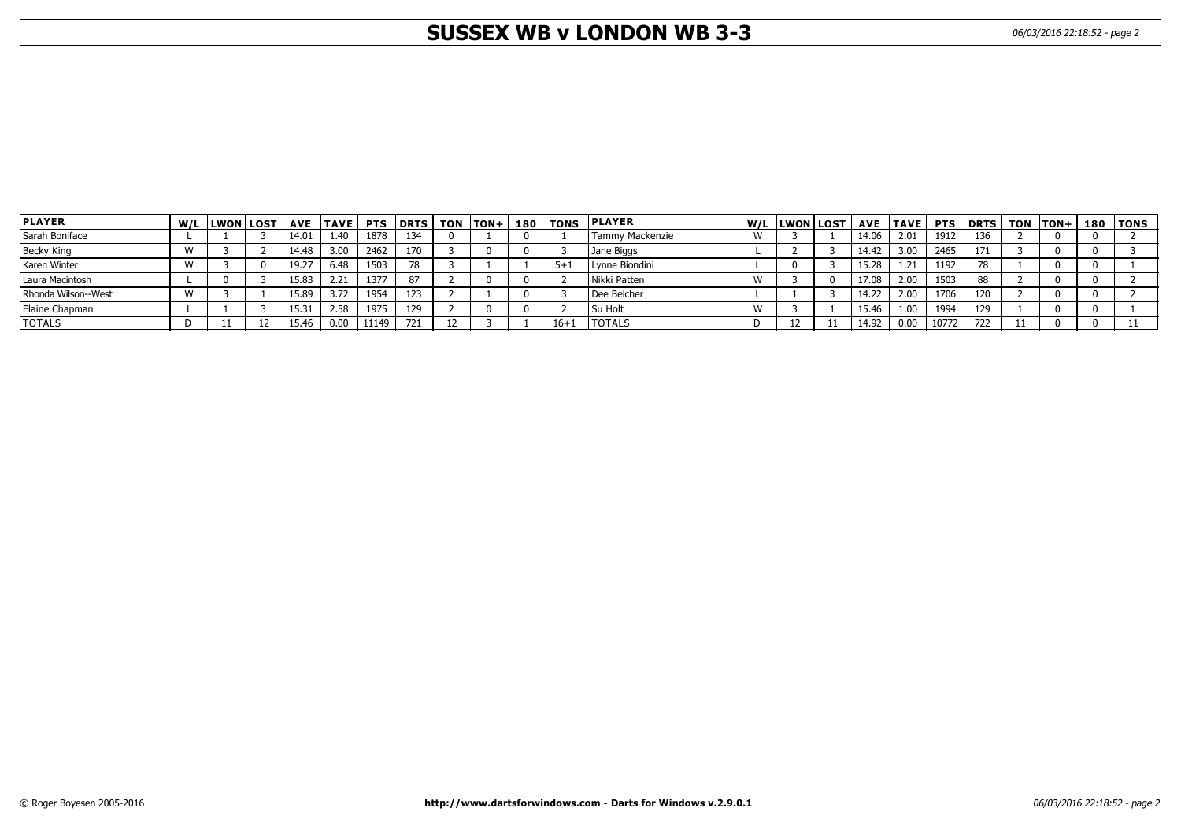# SUSSEX WB v LONDON WB 3-3

| PLAYER | W/L | LWON | LOST | AVE | TAVE | PTS | DRTS | TON | TON+ | 180 | TONS | PLAYER | W/L | LWON | LOST | AVE | TAVE | PTS | DRTS | TON | TON+ | 180 | TONS |
|---|---|---|---|---|---|---|---|---|---|---|---|---|---|---|---|---|---|---|---|---|---|---|---|
| Sarah Boniface | L | 1 | 3 | 14.01 | 1.40 | 1878 | 134 | 0 | 1 | 0 | 1 | Tammy Mackenzie | W | 3 | 1 | 14.06 | 2.01 | 1912 | 136 | 2 | 0 | 0 | 2 |
| Becky King | W | 3 | 2 | 14.48 | 3.00 | 2462 | 170 | 3 | 0 | 0 | 3 | Jane Biggs | L | 2 | 3 | 14.42 | 3.00 | 2465 | 171 | 3 | 0 | 0 | 3 |
| Karen Winter | W | 3 | 0 | 19.27 | 6.48 | 1503 | 78 | 3 | 1 | 1 | 5+1 | Lynne Biondini | L | 0 | 3 | 15.28 | 1.21 | 1192 | 78 | 1 | 0 | 0 | 1 |
| Laura Macintosh | L | 0 | 3 | 15.83 | 2.21 | 1377 | 87 | 2 | 0 | 0 | 2 | Nikki Patten | W | 3 | 0 | 17.08 | 2.00 | 1503 | 88 | 2 | 0 | 0 | 2 |
| Rhonda Wilson--West | W | 3 | 1 | 15.89 | 3.72 | 1954 | 123 | 2 | 1 | 0 | 3 | Dee Belcher | L | 1 | 3 | 14.22 | 2.00 | 1706 | 120 | 2 | 0 | 0 | 2 |
| Elaine Chapman | L | 1 | 3 | 15.31 | 2.58 | 1975 | 129 | 2 | 0 | 0 | 2 | Su Holt | W | 3 | 1 | 15.46 | 1.00 | 1994 | 129 | 1 | 0 | 0 | 1 |
| TOTALS | D | 11 | 12 | 15.46 | 0.00 | 11149 | 721 | 12 | 3 | 1 | 16+1 | TOTALS | D | 12 | 11 | 14.92 | 0.00 | 10772 | 722 | 11 | 0 | 0 | 11 |

© Roger Boyesen 2005-2016 http://www.dartsforwindows.com - Darts for Windows v.2.9.0.1